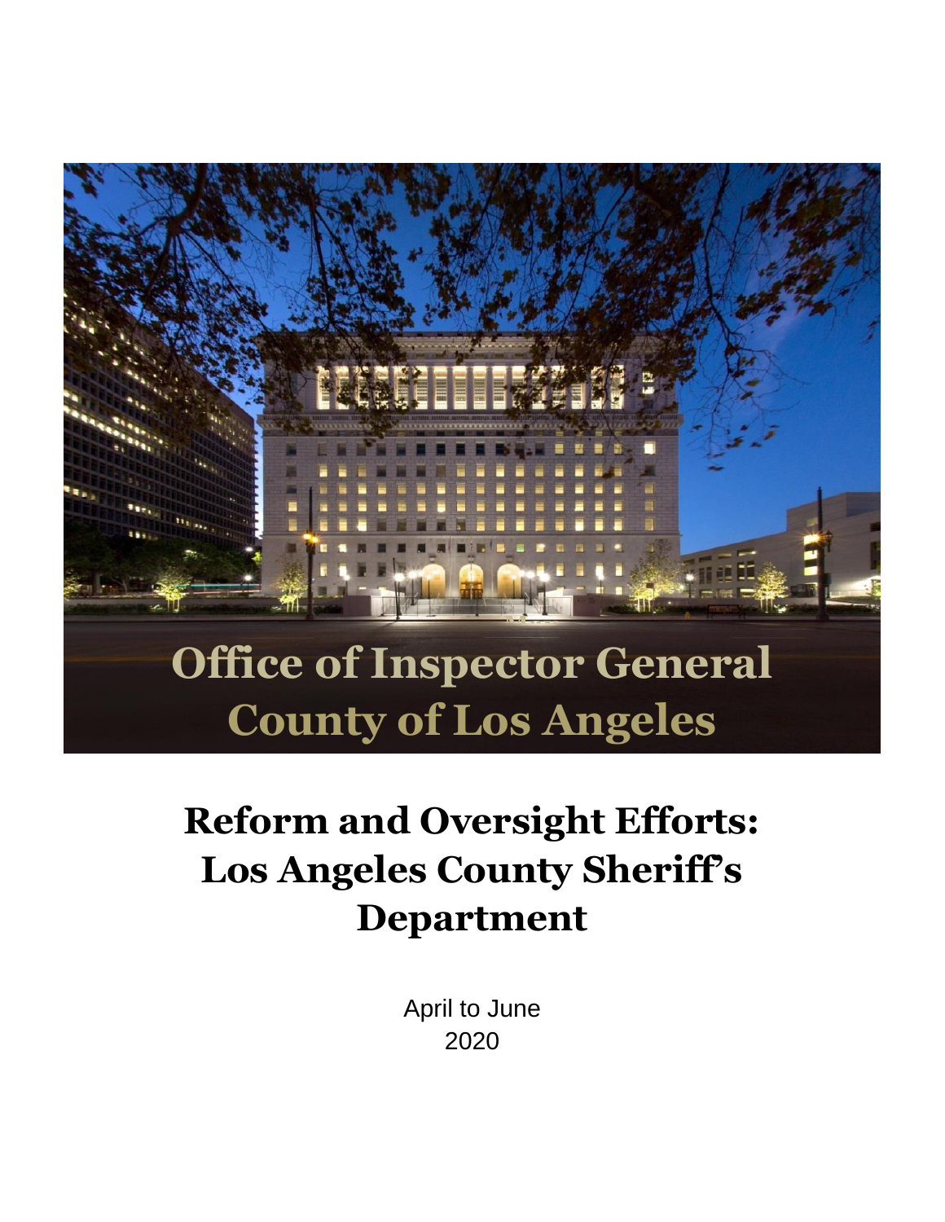# Office of Inspector General
# County of Los Angeles

# Reform and Oversight Efforts: Los Angeles County Sheriff's Department

April to June
2020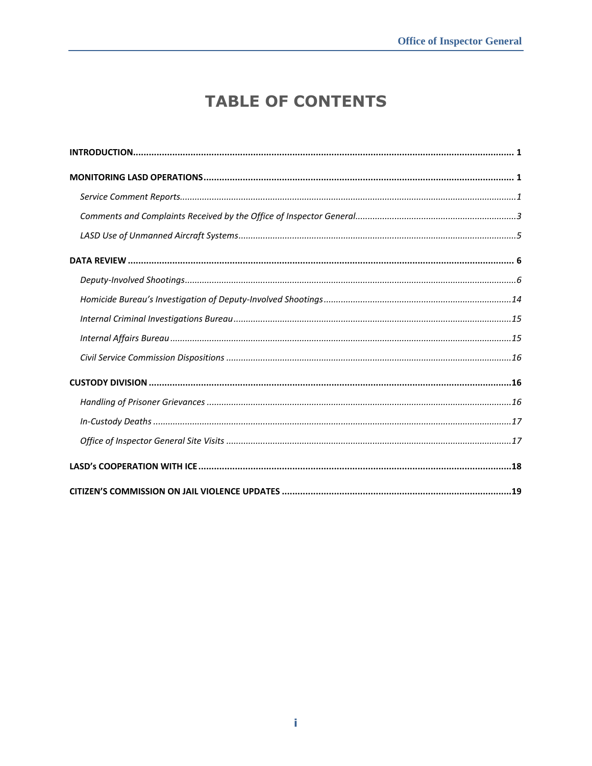# TABLE OF CONTENTS

**INTRODUCTION** ..... **1**

**MONITORING LASD OPERATIONS** ..... **1**

*Service Comment Reports* ..... *1*

*Comments and Complaints Received by the Office of Inspector General* ..... *3*

*LASD Use of Unmanned Aircraft Systems* ..... *5*

**DATA REVIEW** ..... **6**

*Deputy-Involved Shootings* ..... *6*

*Homicide Bureau's Investigation of Deputy-Involved Shootings* ..... *14*

*Internal Criminal Investigations Bureau* ..... *15*

*Internal Affairs Bureau* ..... *15*

*Civil Service Commission Dispositions* ..... *16*

**CUSTODY DIVISION** ..... **16**

*Handling of Prisoner Grievances* ..... *16*

*In-Custody Deaths* ..... *17*

*Office of Inspector General Site Visits* ..... *17*

**LASD's COOPERATION WITH ICE** ..... **18**

**CITIZEN'S COMMISSION ON JAIL VIOLENCE UPDATES** ..... **19**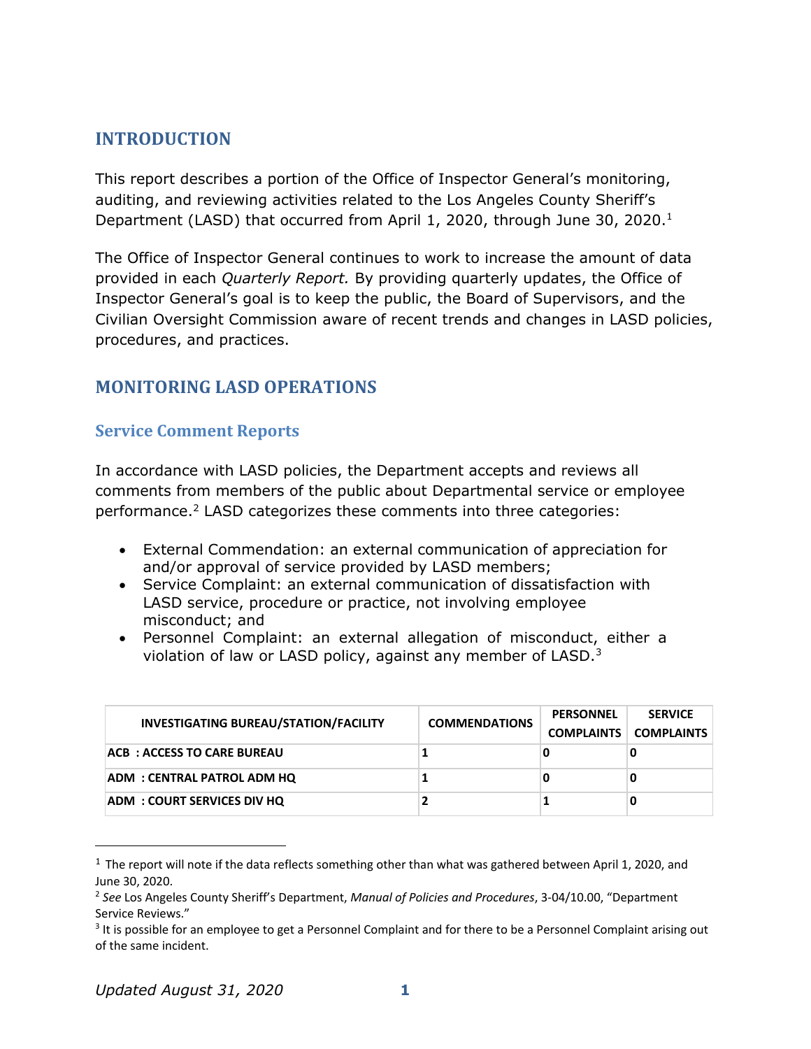## INTRODUCTION

This report describes a portion of the Office of Inspector General's monitoring, auditing, and reviewing activities related to the Los Angeles County Sheriff's Department (LASD) that occurred from April 1, 2020, through June 30, 2020.[1]

The Office of Inspector General continues to work to increase the amount of data provided in each *Quarterly Report.* By providing quarterly updates, the Office of Inspector General's goal is to keep the public, the Board of Supervisors, and the Civilian Oversight Commission aware of recent trends and changes in LASD policies, procedures, and practices.

## MONITORING LASD OPERATIONS

### Service Comment Reports

In accordance with LASD policies, the Department accepts and reviews all comments from members of the public about Departmental service or employee performance.[2] LASD categorizes these comments into three categories:

- External Commendation: an external communication of appreciation for and/or approval of service provided by LASD members;
- Service Complaint: an external communication of dissatisfaction with LASD service, procedure or practice, not involving employee misconduct; and
- Personnel Complaint: an external allegation of misconduct, either a violation of law or LASD policy, against any member of LASD.[3]

| INVESTIGATING BUREAU/STATION/FACILITY | COMMENDATIONS | PERSONNEL COMPLAINTS | SERVICE COMPLAINTS |
|---|---|---|---|
| **ACB : ACCESS TO CARE BUREAU** | **1** | **0** | **0** |
| **ADM : CENTRAL PATROL ADM HQ** | **1** | **0** | **0** |
| **ADM : COURT SERVICES DIV HQ** | **2** | **1** | **0** |

[1] The report will note if the data reflects something other than what was gathered between April 1, 2020, and June 30, 2020.

[2] *See* Los Angeles County Sheriff's Department, *Manual of Policies and Procedures*, 3-04/10.00, "Department Service Reviews."

[3] It is possible for an employee to get a Personnel Complaint and for there to be a Personnel Complaint arising out of the same incident.

*Updated August 31, 2020*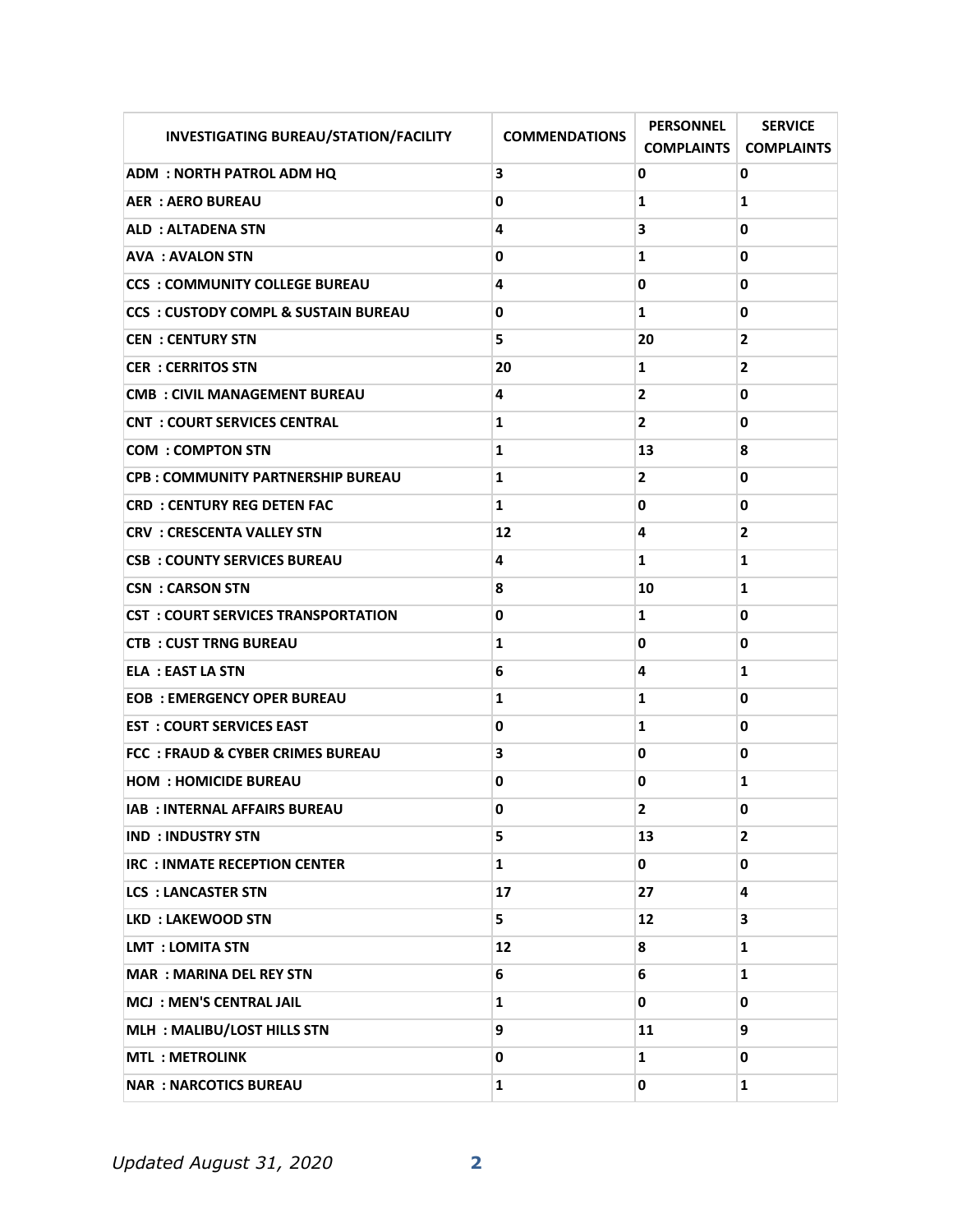| INVESTIGATING BUREAU/STATION/FACILITY | COMMENDATIONS | PERSONNEL COMPLAINTS | SERVICE COMPLAINTS |
|---|---|---|---|
| ADM : NORTH PATROL ADM HQ | 3 | 0 | 0 |
| AER : AERO BUREAU | 0 | 1 | 1 |
| ALD : ALTADENA STN | 4 | 3 | 0 |
| AVA : AVALON STN | 0 | 1 | 0 |
| CCS : COMMUNITY COLLEGE BUREAU | 4 | 0 | 0 |
| CCS : CUSTODY COMPL & SUSTAIN BUREAU | 0 | 1 | 0 |
| CEN : CENTURY STN | 5 | 20 | 2 |
| CER : CERRITOS STN | 20 | 1 | 2 |
| CMB : CIVIL MANAGEMENT BUREAU | 4 | 2 | 0 |
| CNT : COURT SERVICES CENTRAL | 1 | 2 | 0 |
| COM : COMPTON STN | 1 | 13 | 8 |
| CPB : COMMUNITY PARTNERSHIP BUREAU | 1 | 2 | 0 |
| CRD : CENTURY REG DETEN FAC | 1 | 0 | 0 |
| CRV : CRESCENTA VALLEY STN | 12 | 4 | 2 |
| CSB : COUNTY SERVICES BUREAU | 4 | 1 | 1 |
| CSN : CARSON STN | 8 | 10 | 1 |
| CST : COURT SERVICES TRANSPORTATION | 0 | 1 | 0 |
| CTB : CUST TRNG BUREAU | 1 | 0 | 0 |
| ELA : EAST LA STN | 6 | 4 | 1 |
| EOB : EMERGENCY OPER BUREAU | 1 | 1 | 0 |
| EST : COURT SERVICES EAST | 0 | 1 | 0 |
| FCC : FRAUD & CYBER CRIMES BUREAU | 3 | 0 | 0 |
| HOM : HOMICIDE BUREAU | 0 | 0 | 1 |
| IAB : INTERNAL AFFAIRS BUREAU | 0 | 2 | 0 |
| IND : INDUSTRY STN | 5 | 13 | 2 |
| IRC : INMATE RECEPTION CENTER | 1 | 0 | 0 |
| LCS : LANCASTER STN | 17 | 27 | 4 |
| LKD : LAKEWOOD STN | 5 | 12 | 3 |
| LMT : LOMITA STN | 12 | 8 | 1 |
| MAR : MARINA DEL REY STN | 6 | 6 | 1 |
| MCJ : MEN'S CENTRAL JAIL | 1 | 0 | 0 |
| MLH : MALIBU/LOST HILLS STN | 9 | 11 | 9 |
| MTL : METROLINK | 0 | 1 | 0 |
| NAR : NARCOTICS BUREAU | 1 | 0 | 1 |

*Updated August 31, 2020*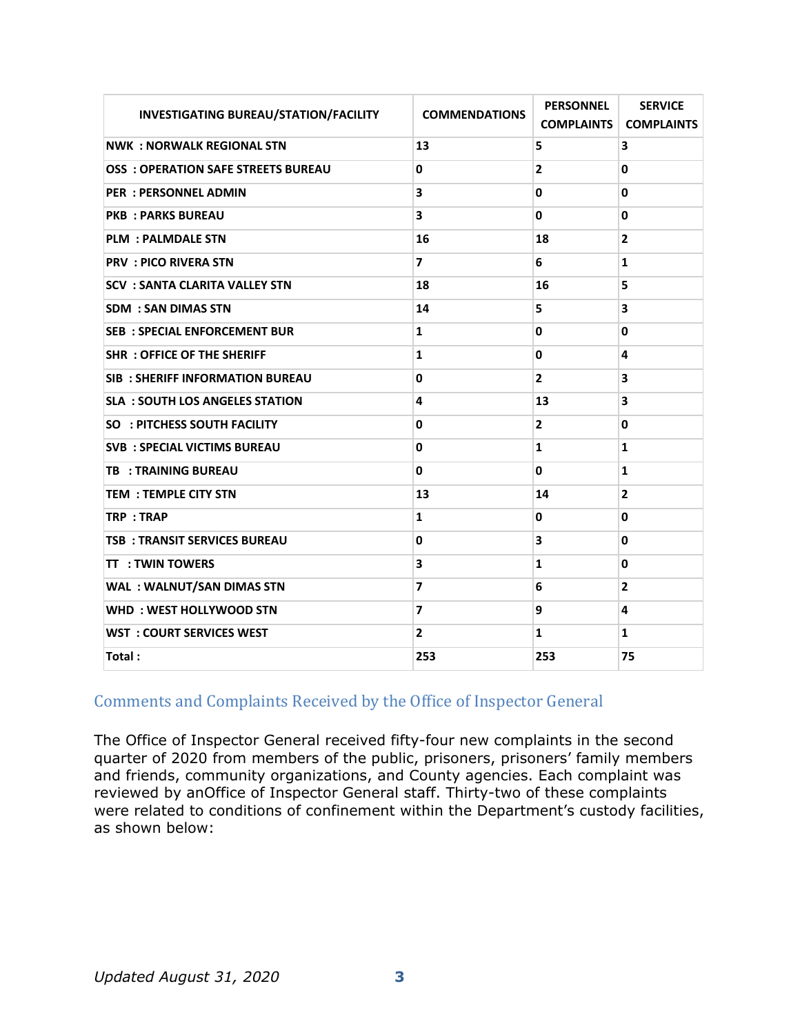| INVESTIGATING BUREAU/STATION/FACILITY | COMMENDATIONS | PERSONNEL COMPLAINTS | SERVICE COMPLAINTS |
|---|---|---|---|
| NWK : NORWALK REGIONAL STN | 13 | 5 | 3 |
| OSS : OPERATION SAFE STREETS BUREAU | 0 | 2 | 0 |
| PER : PERSONNEL ADMIN | 3 | 0 | 0 |
| PKB : PARKS BUREAU | 3 | 0 | 0 |
| PLM : PALMDALE STN | 16 | 18 | 2 |
| PRV : PICO RIVERA STN | 7 | 6 | 1 |
| SCV : SANTA CLARITA VALLEY STN | 18 | 16 | 5 |
| SDM : SAN DIMAS STN | 14 | 5 | 3 |
| SEB : SPECIAL ENFORCEMENT BUR | 1 | 0 | 0 |
| SHR : OFFICE OF THE SHERIFF | 1 | 0 | 4 |
| SIB : SHERIFF INFORMATION BUREAU | 0 | 2 | 3 |
| SLA : SOUTH LOS ANGELES STATION | 4 | 13 | 3 |
| SO : PITCHESS SOUTH FACILITY | 0 | 2 | 0 |
| SVB : SPECIAL VICTIMS BUREAU | 0 | 1 | 1 |
| TB : TRAINING BUREAU | 0 | 0 | 1 |
| TEM : TEMPLE CITY STN | 13 | 14 | 2 |
| TRP : TRAP | 1 | 0 | 0 |
| TSB : TRANSIT SERVICES BUREAU | 0 | 3 | 0 |
| TT : TWIN TOWERS | 3 | 1 | 0 |
| WAL : WALNUT/SAN DIMAS STN | 7 | 6 | 2 |
| WHD : WEST HOLLYWOOD STN | 7 | 9 | 4 |
| WST : COURT SERVICES WEST | 2 | 1 | 1 |
| Total : | 253 | 253 | 75 |

## Comments and Complaints Received by the Office of Inspector General

The Office of Inspector General received fifty-four new complaints in the second quarter of 2020 from members of the public, prisoners, prisoners' family members and friends, community organizations, and County agencies. Each complaint was reviewed by anOffice of Inspector General staff. Thirty-two of these complaints were related to conditions of confinement within the Department's custody facilities, as shown below: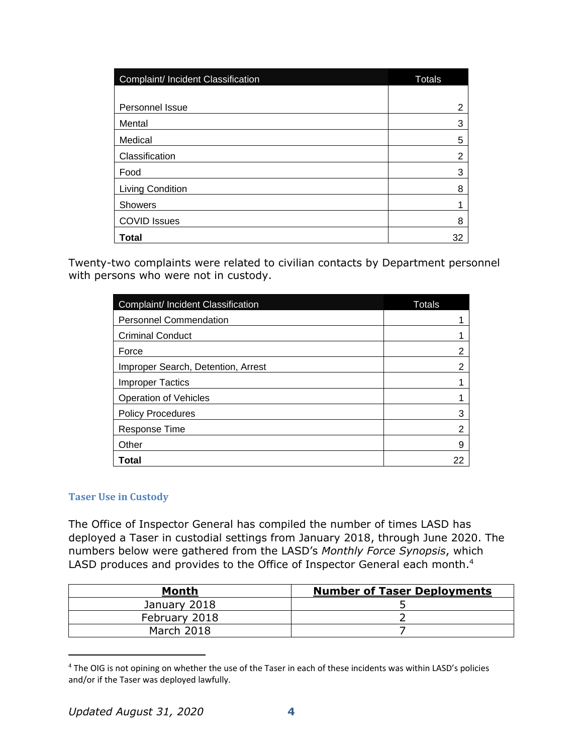| Complaint/ Incident Classification | Totals |
| --- | --- |
| Personnel Issue | 2 |
| Mental | 3 |
| Medical | 5 |
| Classification | 2 |
| Food | 3 |
| Living Condition | 8 |
| Showers | 1 |
| COVID Issues | 8 |
| **Total** | 32 |

Twenty-two complaints were related to civilian contacts by Department personnel with persons who were not in custody.

| Complaint/ Incident Classification | Totals |
| --- | --- |
| Personnel Commendation | 1 |
| Criminal Conduct | 1 |
| Force | 2 |
| Improper Search, Detention, Arrest | 2 |
| Improper Tactics | 1 |
| Operation of Vehicles | 1 |
| Policy Procedures | 3 |
| Response Time | 2 |
| Other | 9 |
| **Total** | 22 |

### Taser Use in Custody

The Office of Inspector General has compiled the number of times LASD has deployed a Taser in custodial settings from January 2018, through June 2020. The numbers below were gathered from the LASD's *Monthly Force Synopsis*, which LASD produces and provides to the Office of Inspector General each month.[4]

| **Month** | **Number of Taser Deployments** |
| --- | --- |
| January 2018 | 5 |
| February 2018 | 2 |
| March 2018 | 7 |

[4] The OIG is not opining on whether the use of the Taser in each of these incidents was within LASD's policies and/or if the Taser was deployed lawfully.

*Updated August 31, 2020*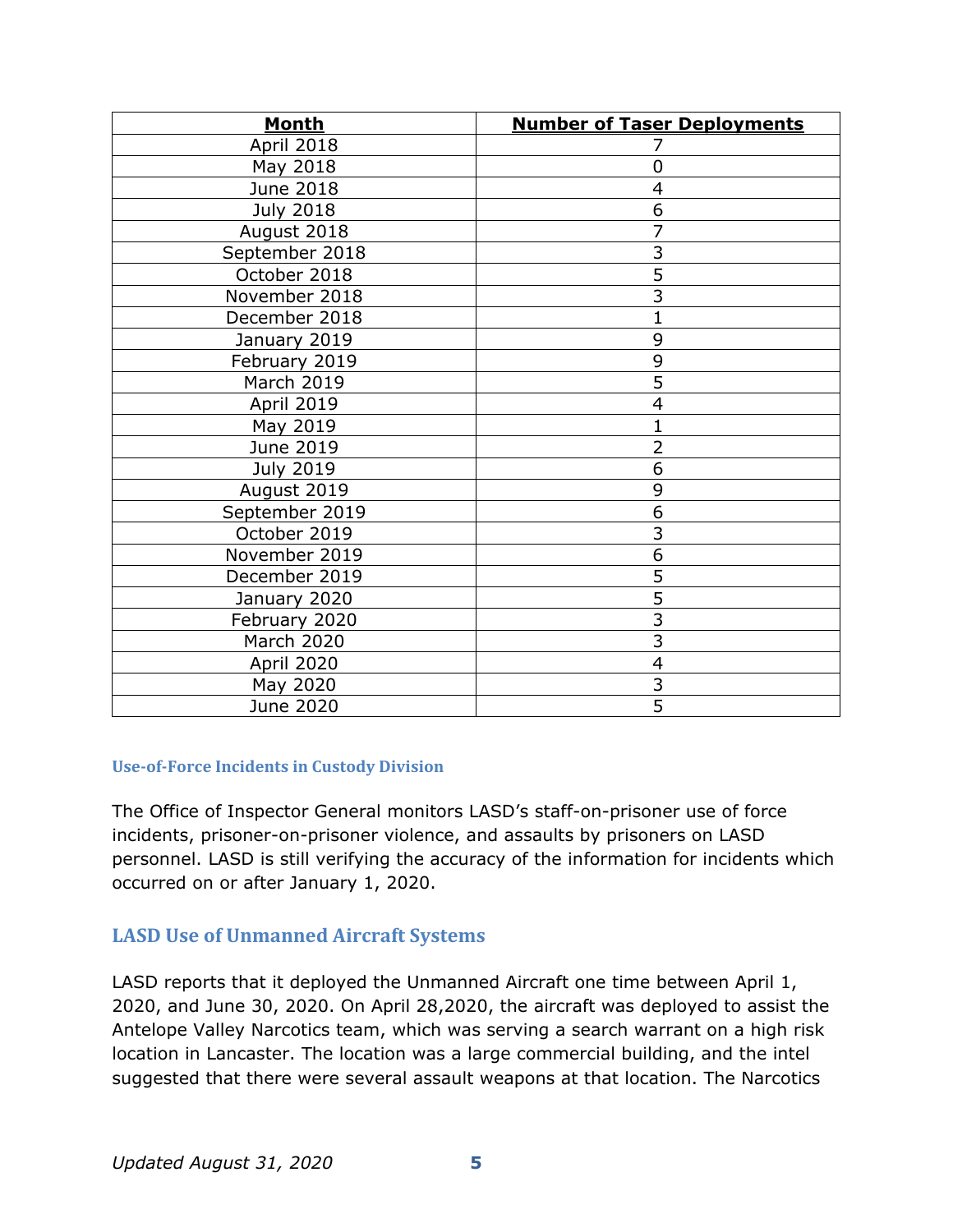| Month | Number of Taser Deployments |
|---|---|
| April 2018 | 7 |
| May 2018 | 0 |
| June 2018 | 4 |
| July 2018 | 6 |
| August 2018 | 7 |
| September 2018 | 3 |
| October 2018 | 5 |
| November 2018 | 3 |
| December 2018 | 1 |
| January 2019 | 9 |
| February 2019 | 9 |
| March 2019 | 5 |
| April 2019 | 4 |
| May 2019 | 1 |
| June 2019 | 2 |
| July 2019 | 6 |
| August 2019 | 9 |
| September 2019 | 6 |
| October 2019 | 3 |
| November 2019 | 6 |
| December 2019 | 5 |
| January 2020 | 5 |
| February 2020 | 3 |
| March 2020 | 3 |
| April 2020 | 4 |
| May 2020 | 3 |
| June 2020 | 5 |

### Use-of-Force Incidents in Custody Division

The Office of Inspector General monitors LASD's staff-on-prisoner use of force incidents, prisoner-on-prisoner violence, and assaults by prisoners on LASD personnel. LASD is still verifying the accuracy of the information for incidents which occurred on or after January 1, 2020.

## LASD Use of Unmanned Aircraft Systems

LASD reports that it deployed the Unmanned Aircraft one time between April 1, 2020, and June 30, 2020. On April 28,2020, the aircraft was deployed to assist the Antelope Valley Narcotics team, which was serving a search warrant on a high risk location in Lancaster. The location was a large commercial building, and the intel suggested that there were several assault weapons at that location. The Narcotics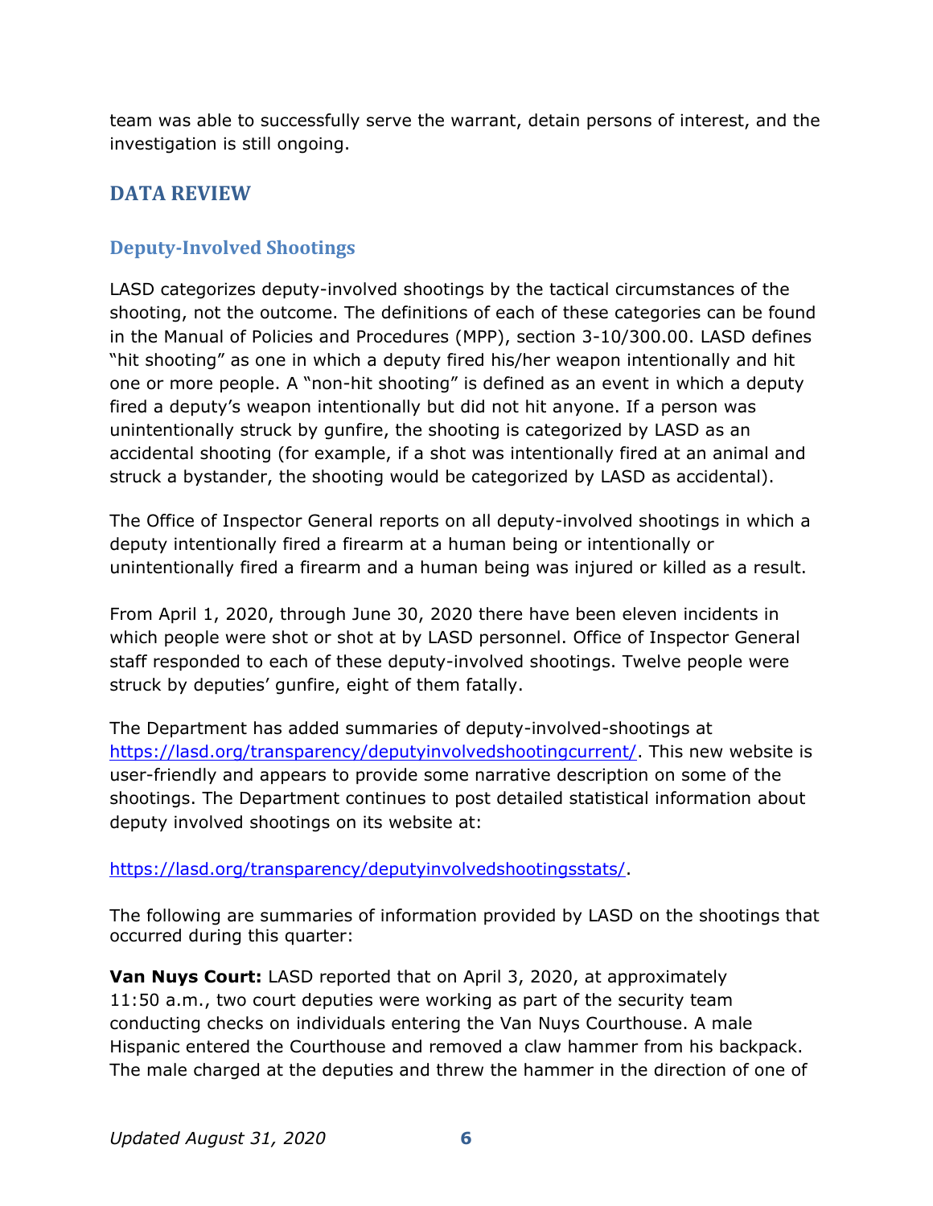team was able to successfully serve the warrant, detain persons of interest, and the investigation is still ongoing.

## DATA REVIEW

### Deputy-Involved Shootings

LASD categorizes deputy-involved shootings by the tactical circumstances of the shooting, not the outcome. The definitions of each of these categories can be found in the Manual of Policies and Procedures (MPP), section 3-10/300.00. LASD defines "hit shooting" as one in which a deputy fired his/her weapon intentionally and hit one or more people. A "non-hit shooting" is defined as an event in which a deputy fired a deputy's weapon intentionally but did not hit anyone. If a person was unintentionally struck by gunfire, the shooting is categorized by LASD as an accidental shooting (for example, if a shot was intentionally fired at an animal and struck a bystander, the shooting would be categorized by LASD as accidental).

The Office of Inspector General reports on all deputy-involved shootings in which a deputy intentionally fired a firearm at a human being or intentionally or unintentionally fired a firearm and a human being was injured or killed as a result.

From April 1, 2020, through June 30, 2020 there have been eleven incidents in which people were shot or shot at by LASD personnel. Office of Inspector General staff responded to each of these deputy-involved shootings. Twelve people were struck by deputies' gunfire, eight of them fatally.

The Department has added summaries of deputy-involved-shootings at https://lasd.org/transparency/deputyinvolvedshootingcurrent/. This new website is user-friendly and appears to provide some narrative description on some of the shootings. The Department continues to post detailed statistical information about deputy involved shootings on its website at:

https://lasd.org/transparency/deputyinvolvedshootingsstats/.

The following are summaries of information provided by LASD on the shootings that occurred during this quarter:

**Van Nuys Court:** LASD reported that on April 3, 2020, at approximately 11:50 a.m., two court deputies were working as part of the security team conducting checks on individuals entering the Van Nuys Courthouse. A male Hispanic entered the Courthouse and removed a claw hammer from his backpack. The male charged at the deputies and threw the hammer in the direction of one of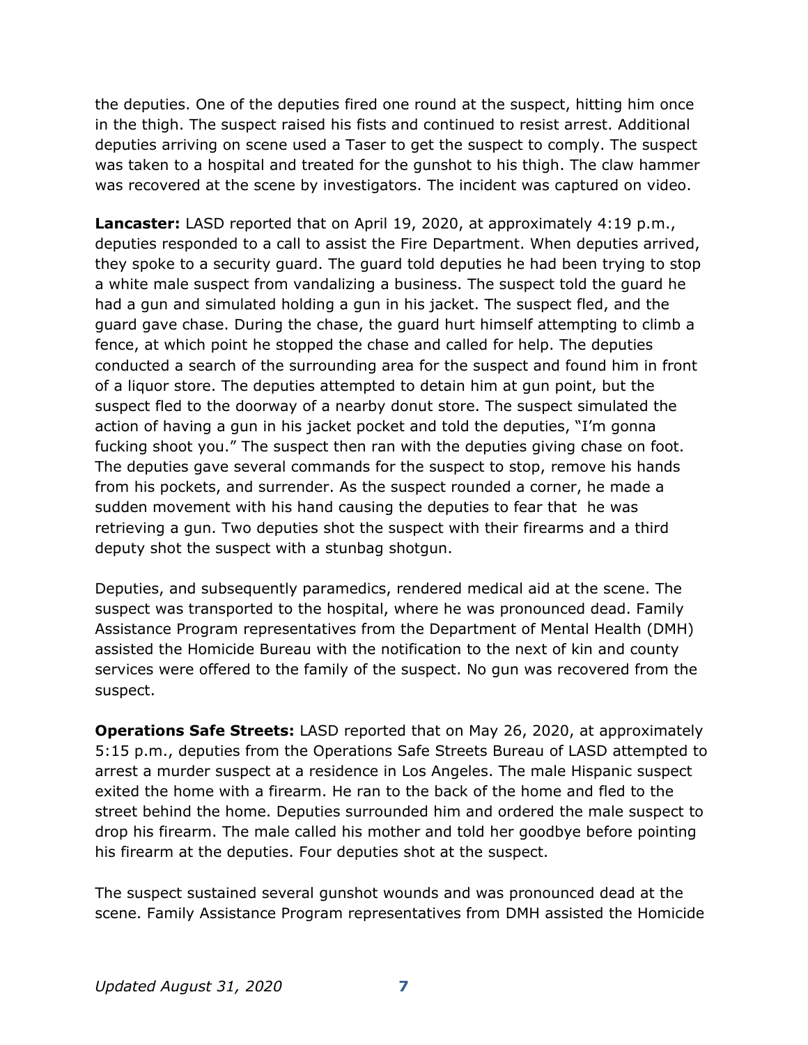the deputies. One of the deputies fired one round at the suspect, hitting him once in the thigh. The suspect raised his fists and continued to resist arrest. Additional deputies arriving on scene used a Taser to get the suspect to comply. The suspect was taken to a hospital and treated for the gunshot to his thigh. The claw hammer was recovered at the scene by investigators. The incident was captured on video.

**Lancaster:** LASD reported that on April 19, 2020, at approximately 4:19 p.m., deputies responded to a call to assist the Fire Department. When deputies arrived, they spoke to a security guard. The guard told deputies he had been trying to stop a white male suspect from vandalizing a business. The suspect told the guard he had a gun and simulated holding a gun in his jacket. The suspect fled, and the guard gave chase. During the chase, the guard hurt himself attempting to climb a fence, at which point he stopped the chase and called for help. The deputies conducted a search of the surrounding area for the suspect and found him in front of a liquor store. The deputies attempted to detain him at gun point, but the suspect fled to the doorway of a nearby donut store. The suspect simulated the action of having a gun in his jacket pocket and told the deputies, "I'm gonna fucking shoot you." The suspect then ran with the deputies giving chase on foot. The deputies gave several commands for the suspect to stop, remove his hands from his pockets, and surrender. As the suspect rounded a corner, he made a sudden movement with his hand causing the deputies to fear that he was retrieving a gun. Two deputies shot the suspect with their firearms and a third deputy shot the suspect with a stunbag shotgun.

Deputies, and subsequently paramedics, rendered medical aid at the scene. The suspect was transported to the hospital, where he was pronounced dead. Family Assistance Program representatives from the Department of Mental Health (DMH) assisted the Homicide Bureau with the notification to the next of kin and county services were offered to the family of the suspect. No gun was recovered from the suspect.

**Operations Safe Streets:** LASD reported that on May 26, 2020, at approximately 5:15 p.m., deputies from the Operations Safe Streets Bureau of LASD attempted to arrest a murder suspect at a residence in Los Angeles. The male Hispanic suspect exited the home with a firearm. He ran to the back of the home and fled to the street behind the home. Deputies surrounded him and ordered the male suspect to drop his firearm. The male called his mother and told her goodbye before pointing his firearm at the deputies. Four deputies shot at the suspect.

The suspect sustained several gunshot wounds and was pronounced dead at the scene. Family Assistance Program representatives from DMH assisted the Homicide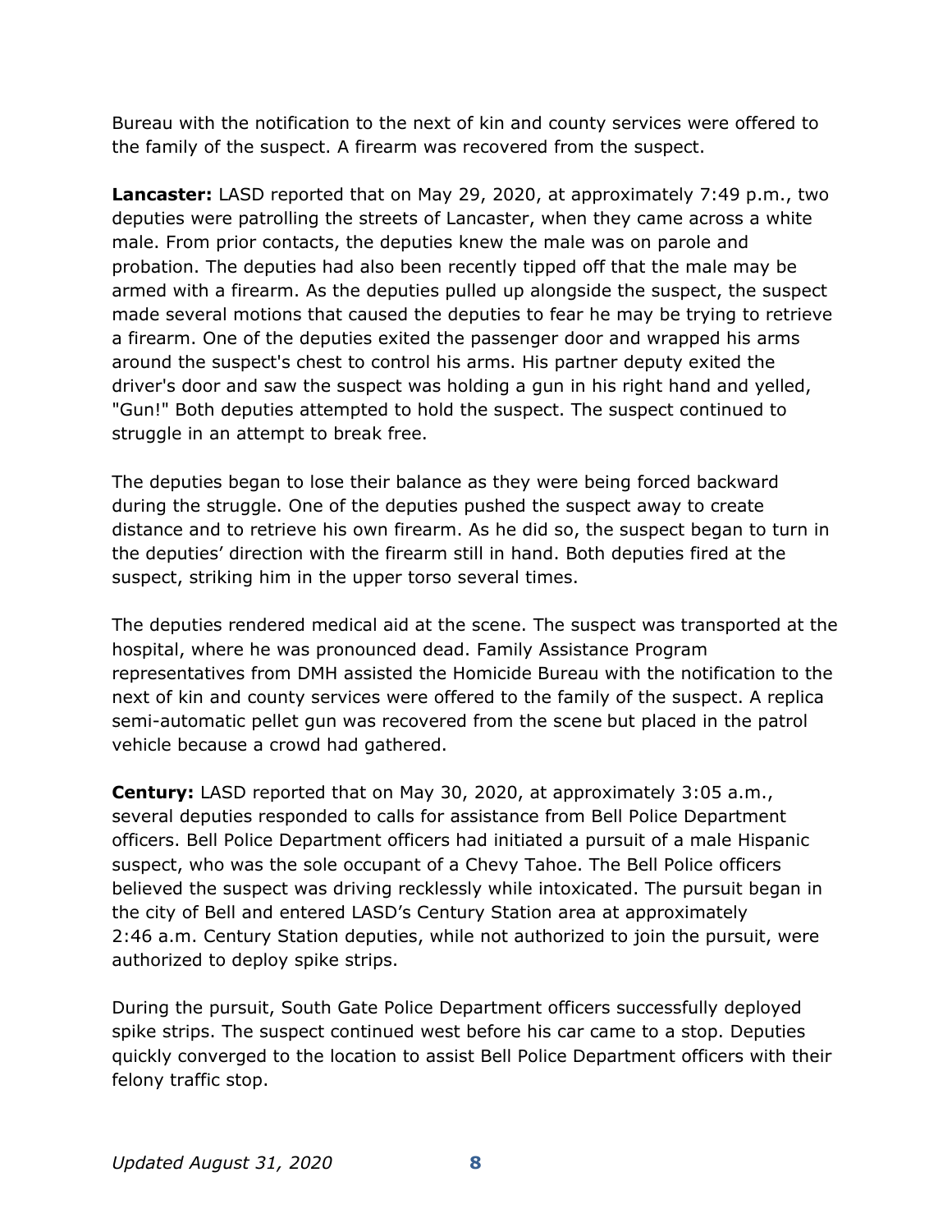Bureau with the notification to the next of kin and county services were offered to the family of the suspect. A firearm was recovered from the suspect.

**Lancaster:** LASD reported that on May 29, 2020, at approximately 7:49 p.m., two deputies were patrolling the streets of Lancaster, when they came across a white male. From prior contacts, the deputies knew the male was on parole and probation. The deputies had also been recently tipped off that the male may be armed with a firearm. As the deputies pulled up alongside the suspect, the suspect made several motions that caused the deputies to fear he may be trying to retrieve a firearm. One of the deputies exited the passenger door and wrapped his arms around the suspect's chest to control his arms. His partner deputy exited the driver's door and saw the suspect was holding a gun in his right hand and yelled, "Gun!" Both deputies attempted to hold the suspect. The suspect continued to struggle in an attempt to break free.

The deputies began to lose their balance as they were being forced backward during the struggle. One of the deputies pushed the suspect away to create distance and to retrieve his own firearm. As he did so, the suspect began to turn in the deputies' direction with the firearm still in hand. Both deputies fired at the suspect, striking him in the upper torso several times.

The deputies rendered medical aid at the scene. The suspect was transported at the hospital, where he was pronounced dead. Family Assistance Program representatives from DMH assisted the Homicide Bureau with the notification to the next of kin and county services were offered to the family of the suspect. A replica semi-automatic pellet gun was recovered from the scene but placed in the patrol vehicle because a crowd had gathered.

**Century:** LASD reported that on May 30, 2020, at approximately 3:05 a.m., several deputies responded to calls for assistance from Bell Police Department officers. Bell Police Department officers had initiated a pursuit of a male Hispanic suspect, who was the sole occupant of a Chevy Tahoe. The Bell Police officers believed the suspect was driving recklessly while intoxicated. The pursuit began in the city of Bell and entered LASD's Century Station area at approximately 2:46 a.m. Century Station deputies, while not authorized to join the pursuit, were authorized to deploy spike strips.

During the pursuit, South Gate Police Department officers successfully deployed spike strips. The suspect continued west before his car came to a stop. Deputies quickly converged to the location to assist Bell Police Department officers with their felony traffic stop.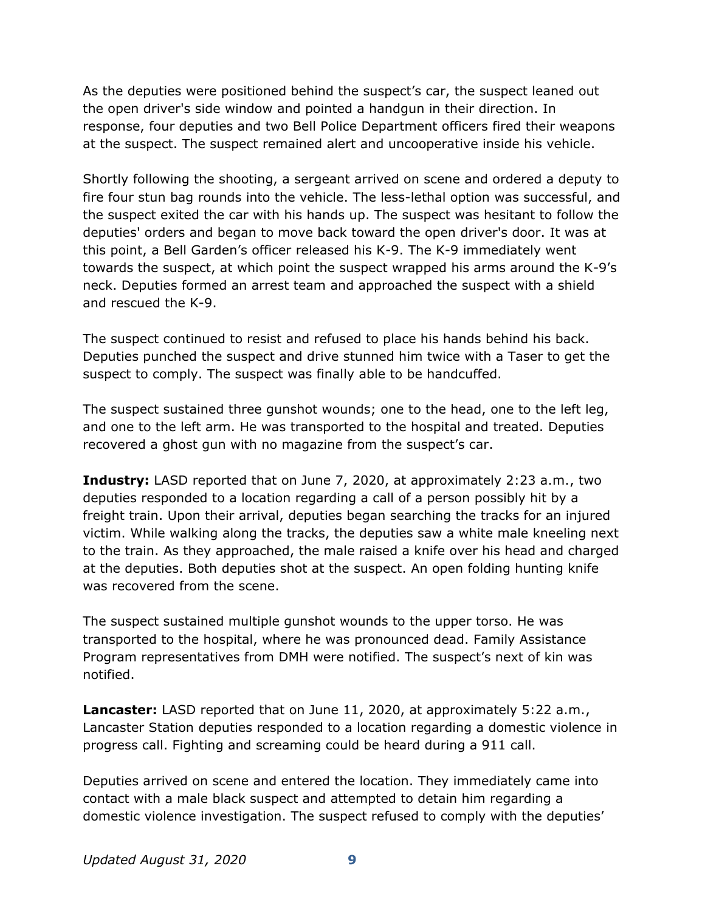As the deputies were positioned behind the suspect's car, the suspect leaned out the open driver's side window and pointed a handgun in their direction. In response, four deputies and two Bell Police Department officers fired their weapons at the suspect. The suspect remained alert and uncooperative inside his vehicle.

Shortly following the shooting, a sergeant arrived on scene and ordered a deputy to fire four stun bag rounds into the vehicle. The less-lethal option was successful, and the suspect exited the car with his hands up. The suspect was hesitant to follow the deputies' orders and began to move back toward the open driver's door. It was at this point, a Bell Garden's officer released his K-9. The K-9 immediately went towards the suspect, at which point the suspect wrapped his arms around the K-9's neck. Deputies formed an arrest team and approached the suspect with a shield and rescued the K-9.

The suspect continued to resist and refused to place his hands behind his back. Deputies punched the suspect and drive stunned him twice with a Taser to get the suspect to comply. The suspect was finally able to be handcuffed.

The suspect sustained three gunshot wounds; one to the head, one to the left leg, and one to the left arm. He was transported to the hospital and treated. Deputies recovered a ghost gun with no magazine from the suspect's car.

**Industry:** LASD reported that on June 7, 2020, at approximately 2:23 a.m., two deputies responded to a location regarding a call of a person possibly hit by a freight train. Upon their arrival, deputies began searching the tracks for an injured victim. While walking along the tracks, the deputies saw a white male kneeling next to the train. As they approached, the male raised a knife over his head and charged at the deputies. Both deputies shot at the suspect. An open folding hunting knife was recovered from the scene.

The suspect sustained multiple gunshot wounds to the upper torso. He was transported to the hospital, where he was pronounced dead. Family Assistance Program representatives from DMH were notified. The suspect's next of kin was notified.

**Lancaster:** LASD reported that on June 11, 2020, at approximately 5:22 a.m., Lancaster Station deputies responded to a location regarding a domestic violence in progress call. Fighting and screaming could be heard during a 911 call.

Deputies arrived on scene and entered the location. They immediately came into contact with a male black suspect and attempted to detain him regarding a domestic violence investigation. The suspect refused to comply with the deputies'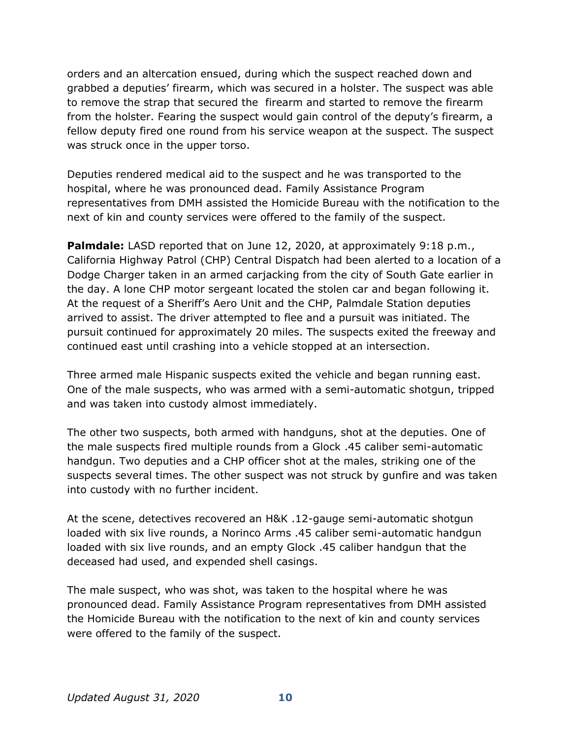orders and an altercation ensued, during which the suspect reached down and grabbed a deputies' firearm, which was secured in a holster. The suspect was able to remove the strap that secured the firearm and started to remove the firearm from the holster. Fearing the suspect would gain control of the deputy's firearm, a fellow deputy fired one round from his service weapon at the suspect. The suspect was struck once in the upper torso.

Deputies rendered medical aid to the suspect and he was transported to the hospital, where he was pronounced dead. Family Assistance Program representatives from DMH assisted the Homicide Bureau with the notification to the next of kin and county services were offered to the family of the suspect.

**Palmdale:** LASD reported that on June 12, 2020, at approximately 9:18 p.m., California Highway Patrol (CHP) Central Dispatch had been alerted to a location of a Dodge Charger taken in an armed carjacking from the city of South Gate earlier in the day. A lone CHP motor sergeant located the stolen car and began following it. At the request of a Sheriff's Aero Unit and the CHP, Palmdale Station deputies arrived to assist. The driver attempted to flee and a pursuit was initiated. The pursuit continued for approximately 20 miles. The suspects exited the freeway and continued east until crashing into a vehicle stopped at an intersection.

Three armed male Hispanic suspects exited the vehicle and began running east. One of the male suspects, who was armed with a semi-automatic shotgun, tripped and was taken into custody almost immediately.

The other two suspects, both armed with handguns, shot at the deputies. One of the male suspects fired multiple rounds from a Glock .45 caliber semi-automatic handgun. Two deputies and a CHP officer shot at the males, striking one of the suspects several times. The other suspect was not struck by gunfire and was taken into custody with no further incident.

At the scene, detectives recovered an H&K .12-gauge semi-automatic shotgun loaded with six live rounds, a Norinco Arms .45 caliber semi-automatic handgun loaded with six live rounds, and an empty Glock .45 caliber handgun that the deceased had used, and expended shell casings.

The male suspect, who was shot, was taken to the hospital where he was pronounced dead. Family Assistance Program representatives from DMH assisted the Homicide Bureau with the notification to the next of kin and county services were offered to the family of the suspect.

*Updated August 31, 2020*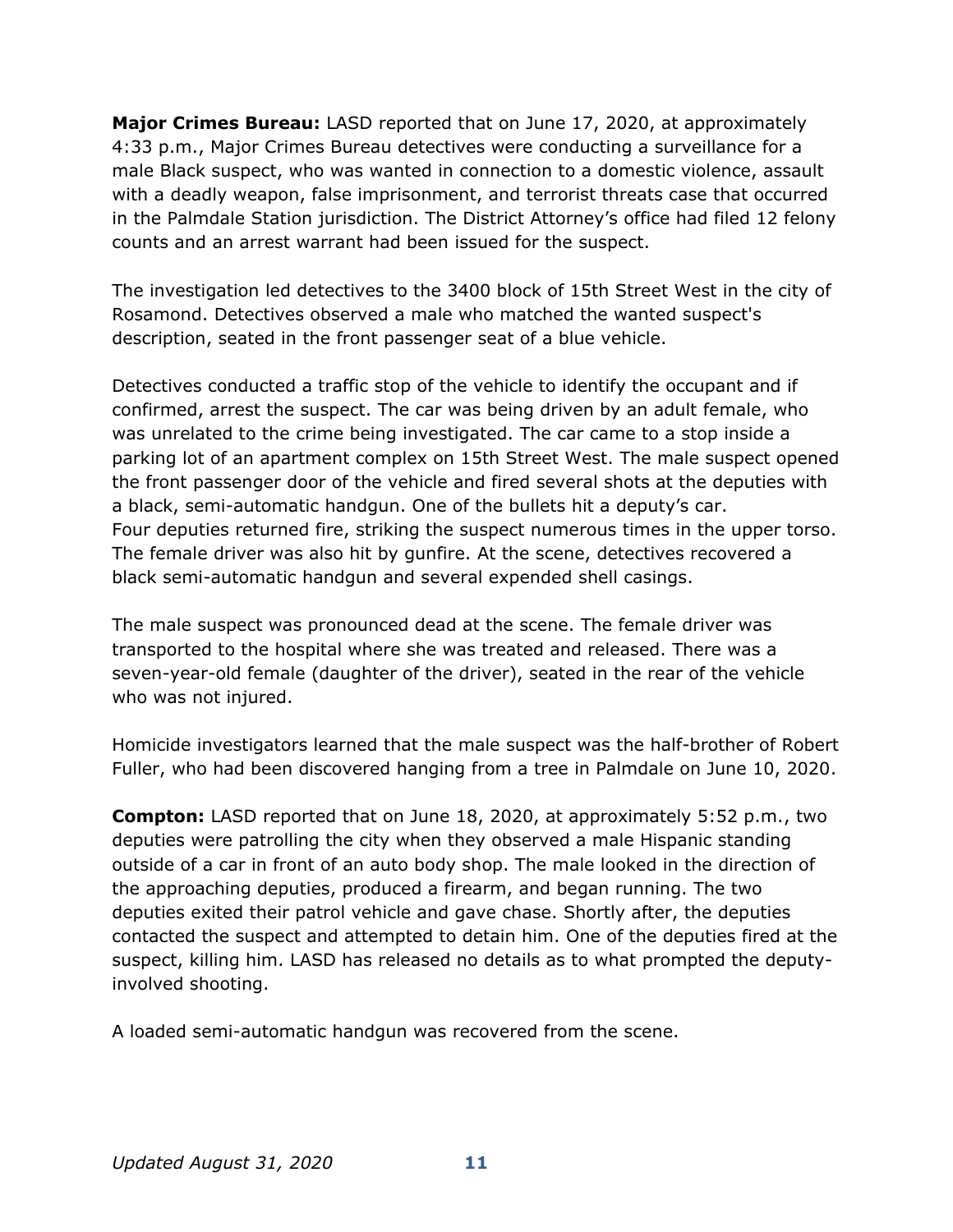**Major Crimes Bureau:** LASD reported that on June 17, 2020, at approximately 4:33 p.m., Major Crimes Bureau detectives were conducting a surveillance for a male Black suspect, who was wanted in connection to a domestic violence, assault with a deadly weapon, false imprisonment, and terrorist threats case that occurred in the Palmdale Station jurisdiction. The District Attorney's office had filed 12 felony counts and an arrest warrant had been issued for the suspect.

The investigation led detectives to the 3400 block of 15th Street West in the city of Rosamond. Detectives observed a male who matched the wanted suspect's description, seated in the front passenger seat of a blue vehicle.

Detectives conducted a traffic stop of the vehicle to identify the occupant and if confirmed, arrest the suspect. The car was being driven by an adult female, who was unrelated to the crime being investigated. The car came to a stop inside a parking lot of an apartment complex on 15th Street West. The male suspect opened the front passenger door of the vehicle and fired several shots at the deputies with a black, semi-automatic handgun. One of the bullets hit a deputy's car. Four deputies returned fire, striking the suspect numerous times in the upper torso. The female driver was also hit by gunfire. At the scene, detectives recovered a black semi-automatic handgun and several expended shell casings.

The male suspect was pronounced dead at the scene. The female driver was transported to the hospital where she was treated and released. There was a seven-year-old female (daughter of the driver), seated in the rear of the vehicle who was not injured.

Homicide investigators learned that the male suspect was the half-brother of Robert Fuller, who had been discovered hanging from a tree in Palmdale on June 10, 2020.

**Compton:** LASD reported that on June 18, 2020, at approximately 5:52 p.m., two deputies were patrolling the city when they observed a male Hispanic standing outside of a car in front of an auto body shop. The male looked in the direction of the approaching deputies, produced a firearm, and began running. The two deputies exited their patrol vehicle and gave chase. Shortly after, the deputies contacted the suspect and attempted to detain him. One of the deputies fired at the suspect, killing him. LASD has released no details as to what prompted the deputy-involved shooting.

A loaded semi-automatic handgun was recovered from the scene.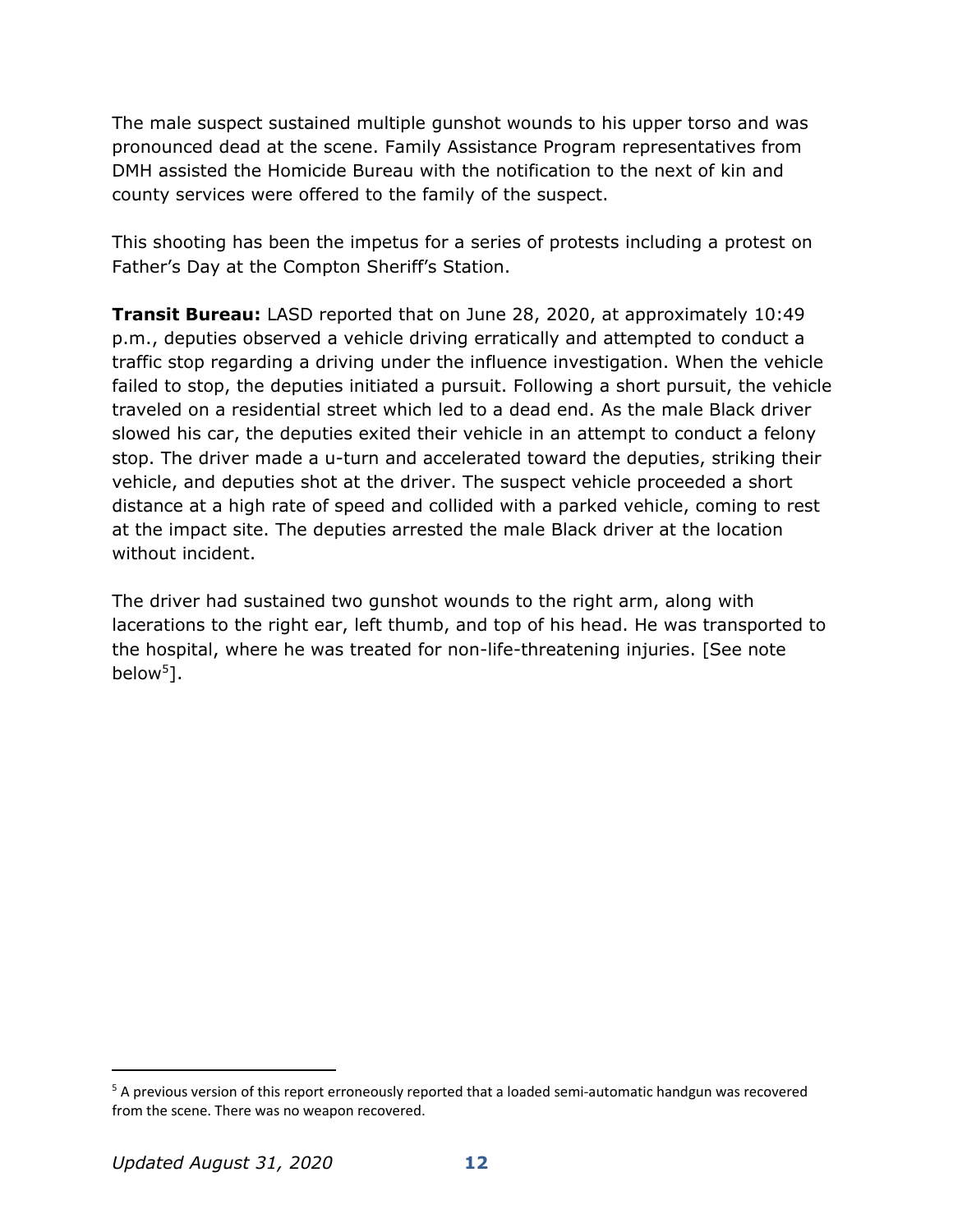The male suspect sustained multiple gunshot wounds to his upper torso and was pronounced dead at the scene. Family Assistance Program representatives from DMH assisted the Homicide Bureau with the notification to the next of kin and county services were offered to the family of the suspect.

This shooting has been the impetus for a series of protests including a protest on Father's Day at the Compton Sheriff's Station.

**Transit Bureau:** LASD reported that on June 28, 2020, at approximately 10:49 p.m., deputies observed a vehicle driving erratically and attempted to conduct a traffic stop regarding a driving under the influence investigation. When the vehicle failed to stop, the deputies initiated a pursuit. Following a short pursuit, the vehicle traveled on a residential street which led to a dead end. As the male Black driver slowed his car, the deputies exited their vehicle in an attempt to conduct a felony stop. The driver made a u-turn and accelerated toward the deputies, striking their vehicle, and deputies shot at the driver. The suspect vehicle proceeded a short distance at a high rate of speed and collided with a parked vehicle, coming to rest at the impact site. The deputies arrested the male Black driver at the location without incident.

The driver had sustained two gunshot wounds to the right arm, along with lacerations to the right ear, left thumb, and top of his head. He was transported to the hospital, where he was treated for non-life-threatening injuries. [See note below[5]].

[5] A previous version of this report erroneously reported that a loaded semi-automatic handgun was recovered from the scene. There was no weapon recovered.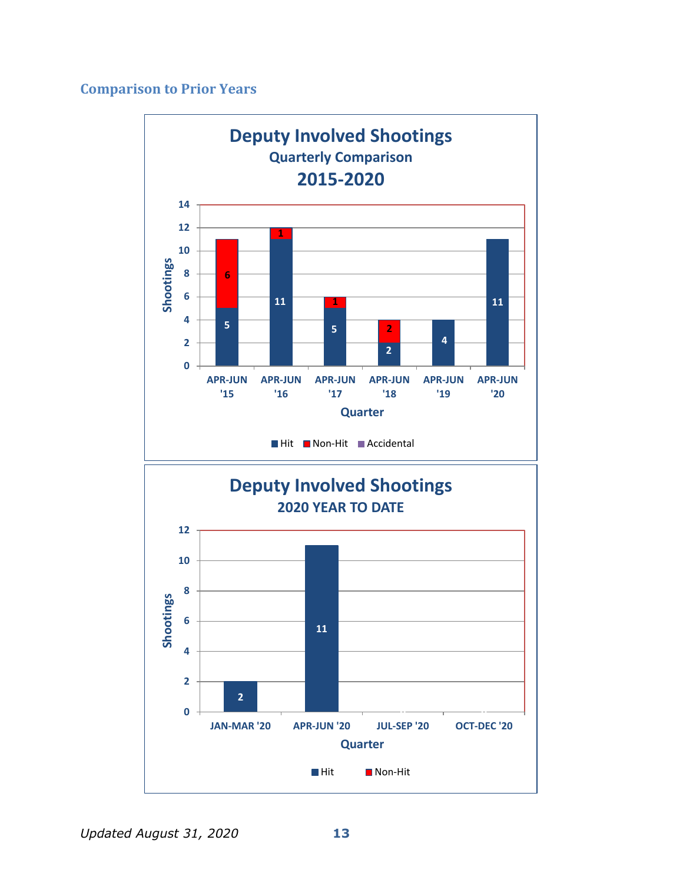## Comparison to Prior Years

**Deputy Involved Shootings**
**Quarterly Comparison**
**2015-2020**

| Quarter | Hit | Non-Hit | Accidental |
|---|---|---|---|
| APR-JUN '15 | 5 | 6 | |
| APR-JUN '16 | 11 | 1 | |
| APR-JUN '17 | 5 | 1 | |
| APR-JUN '18 | 2 | 2 | |
| APR-JUN '19 | 4 | | |
| APR-JUN '20 | 11 | | |

**Deputy Involved Shootings**
**2020 YEAR TO DATE**

| Quarter | Hit | Non-Hit |
|---|---|---|
| JAN-MAR '20 | 2 | |
| APR-JUN '20 | 11 | |
| JUL-SEP '20 | | |
| OCT-DEC '20 | | |

*Updated August 31, 2020*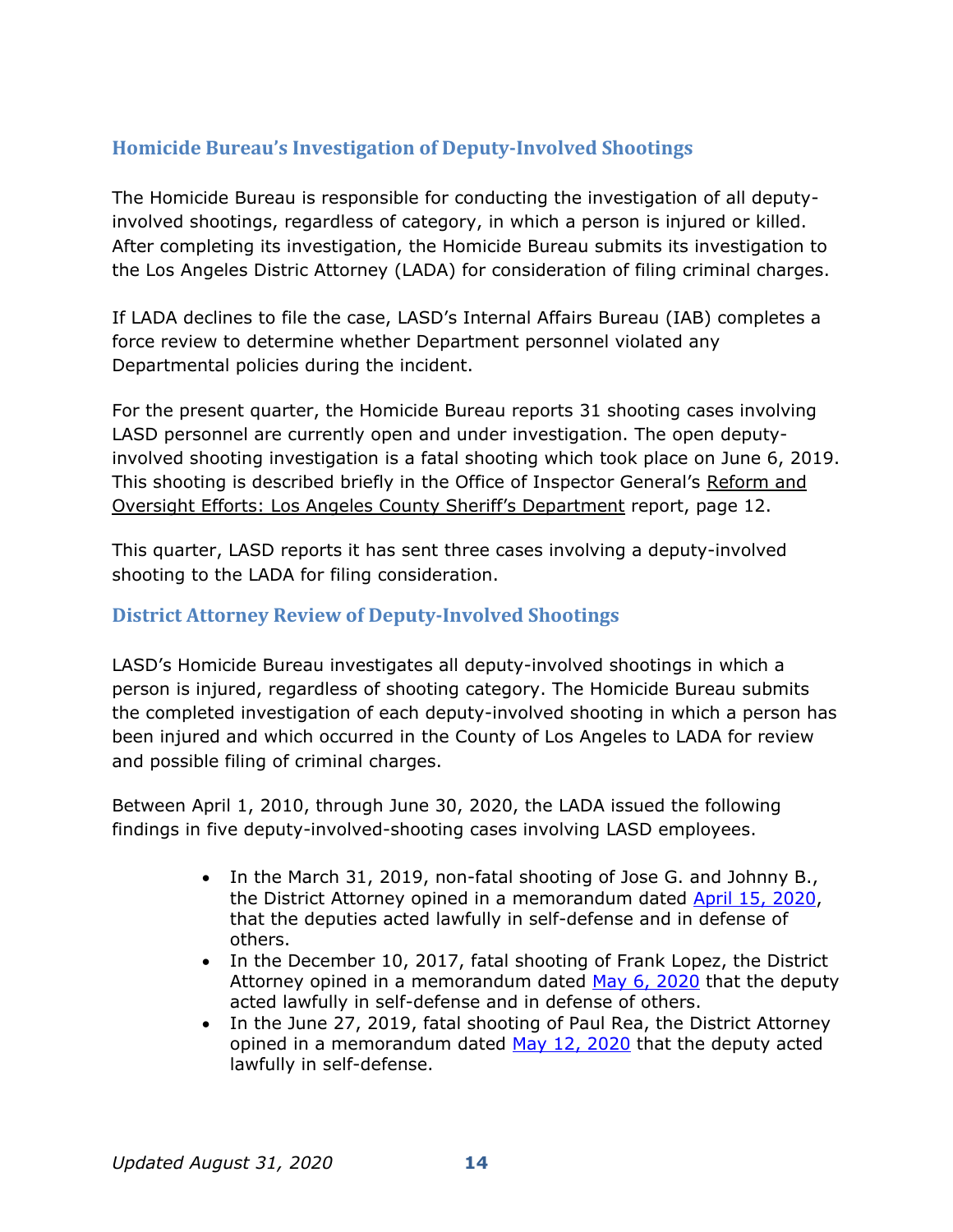### Homicide Bureau's Investigation of Deputy-Involved Shootings

The Homicide Bureau is responsible for conducting the investigation of all deputy-involved shootings, regardless of category, in which a person is injured or killed. After completing its investigation, the Homicide Bureau submits its investigation to the Los Angeles Distric Attorney (LADA) for consideration of filing criminal charges.

If LADA declines to file the case, LASD's Internal Affairs Bureau (IAB) completes a force review to determine whether Department personnel violated any Departmental policies during the incident.

For the present quarter, the Homicide Bureau reports 31 shooting cases involving LASD personnel are currently open and under investigation. The open deputy-involved shooting investigation is a fatal shooting which took place on June 6, 2019. This shooting is described briefly in the Office of Inspector General's Reform and Oversight Efforts: Los Angeles County Sheriff's Department report, page 12.

This quarter, LASD reports it has sent three cases involving a deputy-involved shooting to the LADA for filing consideration.

### District Attorney Review of Deputy-Involved Shootings

LASD's Homicide Bureau investigates all deputy-involved shootings in which a person is injured, regardless of shooting category. The Homicide Bureau submits the completed investigation of each deputy-involved shooting in which a person has been injured and which occurred in the County of Los Angeles to LADA for review and possible filing of criminal charges.

Between April 1, 2010, through June 30, 2020, the LADA issued the following findings in five deputy-involved-shooting cases involving LASD employees.

- In the March 31, 2019, non-fatal shooting of Jose G. and Johnny B., the District Attorney opined in a memorandum dated April 15, 2020, that the deputies acted lawfully in self-defense and in defense of others.
- In the December 10, 2017, fatal shooting of Frank Lopez, the District Attorney opined in a memorandum dated May 6, 2020 that the deputy acted lawfully in self-defense and in defense of others.
- In the June 27, 2019, fatal shooting of Paul Rea, the District Attorney opined in a memorandum dated May 12, 2020 that the deputy acted lawfully in self-defense.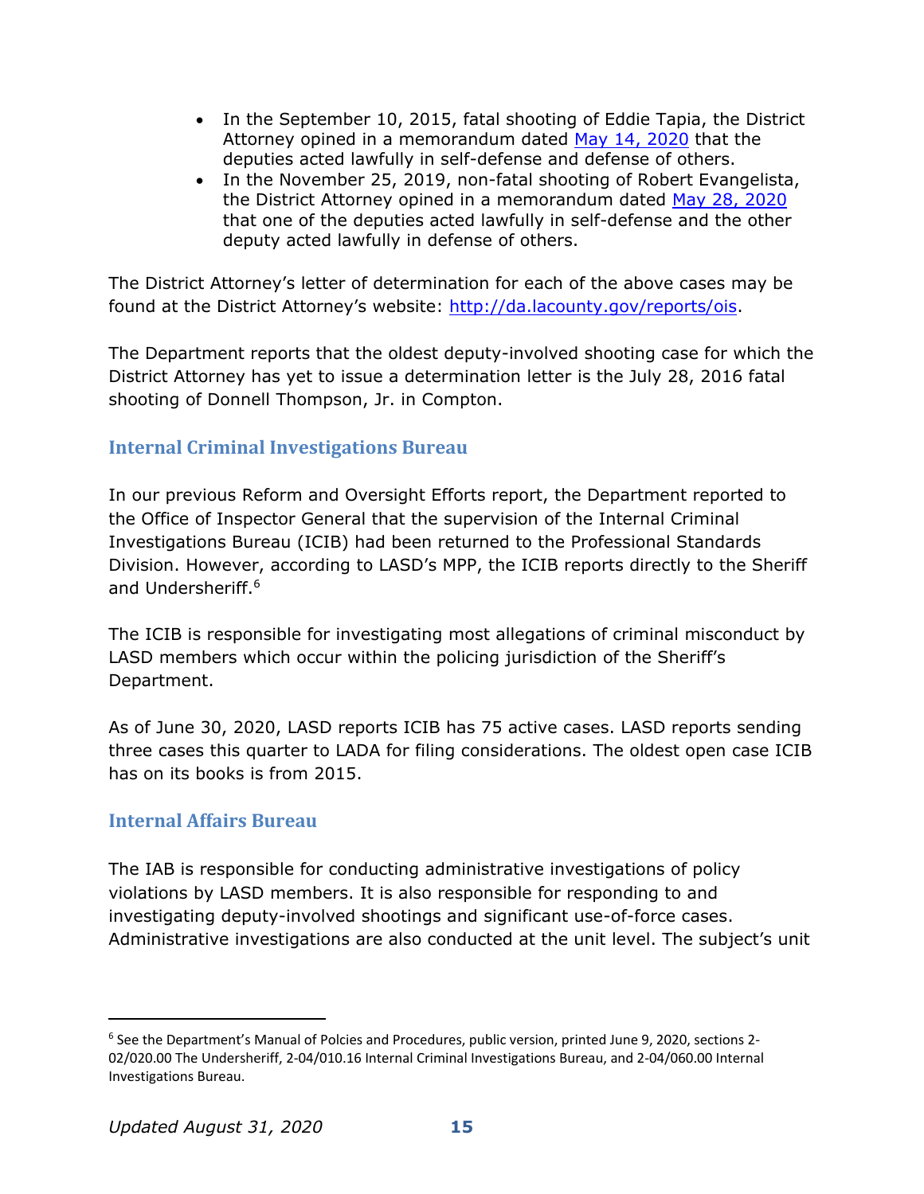- In the September 10, 2015, fatal shooting of Eddie Tapia, the District Attorney opined in a memorandum dated May 14, 2020 that the deputies acted lawfully in self-defense and defense of others.
- In the November 25, 2019, non-fatal shooting of Robert Evangelista, the District Attorney opined in a memorandum dated May 28, 2020 that one of the deputies acted lawfully in self-defense and the other deputy acted lawfully in defense of others.

The District Attorney's letter of determination for each of the above cases may be found at the District Attorney's website: http://da.lacounty.gov/reports/ois.

The Department reports that the oldest deputy-involved shooting case for which the District Attorney has yet to issue a determination letter is the July 28, 2016 fatal shooting of Donnell Thompson, Jr. in Compton.

## Internal Criminal Investigations Bureau

In our previous Reform and Oversight Efforts report, the Department reported to the Office of Inspector General that the supervision of the Internal Criminal Investigations Bureau (ICIB) had been returned to the Professional Standards Division. However, according to LASD's MPP, the ICIB reports directly to the Sheriff and Undersheriff.[6]

The ICIB is responsible for investigating most allegations of criminal misconduct by LASD members which occur within the policing jurisdiction of the Sheriff's Department.

As of June 30, 2020, LASD reports ICIB has 75 active cases. LASD reports sending three cases this quarter to LADA for filing considerations. The oldest open case ICIB has on its books is from 2015.

## Internal Affairs Bureau

The IAB is responsible for conducting administrative investigations of policy violations by LASD members. It is also responsible for responding to and investigating deputy-involved shootings and significant use-of-force cases. Administrative investigations are also conducted at the unit level. The subject's unit

---

[6] See the Department's Manual of Polcies and Procedures, public version, printed June 9, 2020, sections 2-02/020.00 The Undersheriff, 2-04/010.16 Internal Criminal Investigations Bureau, and 2-04/060.00 Internal Investigations Bureau.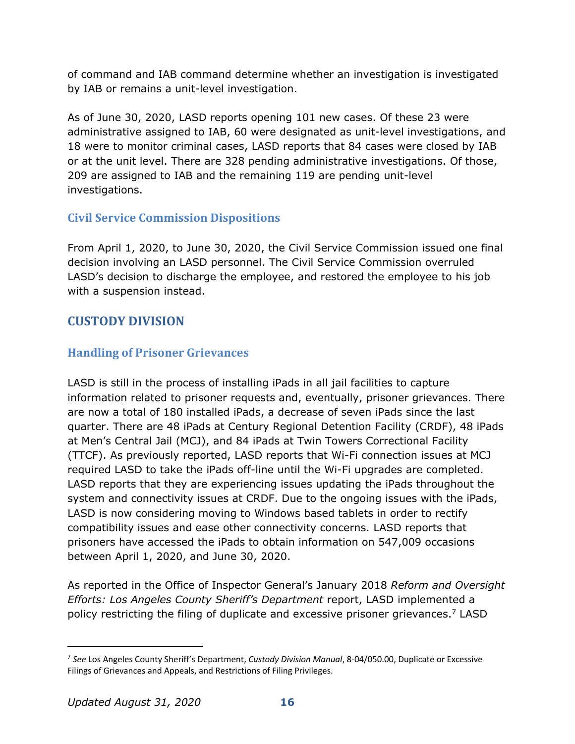of command and IAB command determine whether an investigation is investigated by IAB or remains a unit-level investigation.

As of June 30, 2020, LASD reports opening 101 new cases. Of these 23 were administrative assigned to IAB, 60 were designated as unit-level investigations, and 18 were to monitor criminal cases, LASD reports that 84 cases were closed by IAB or at the unit level. There are 328 pending administrative investigations. Of those, 209 are assigned to IAB and the remaining 119 are pending unit-level investigations.

### Civil Service Commission Dispositions

From April 1, 2020, to June 30, 2020, the Civil Service Commission issued one final decision involving an LASD personnel. The Civil Service Commission overruled LASD's decision to discharge the employee, and restored the employee to his job with a suspension instead.

## CUSTODY DIVISION

### Handling of Prisoner Grievances

LASD is still in the process of installing iPads in all jail facilities to capture information related to prisoner requests and, eventually, prisoner grievances. There are now a total of 180 installed iPads, a decrease of seven iPads since the last quarter. There are 48 iPads at Century Regional Detention Facility (CRDF), 48 iPads at Men's Central Jail (MCJ), and 84 iPads at Twin Towers Correctional Facility (TTCF). As previously reported, LASD reports that Wi-Fi connection issues at MCJ required LASD to take the iPads off-line until the Wi-Fi upgrades are completed. LASD reports that they are experiencing issues updating the iPads throughout the system and connectivity issues at CRDF. Due to the ongoing issues with the iPads, LASD is now considering moving to Windows based tablets in order to rectify compatibility issues and ease other connectivity concerns. LASD reports that prisoners have accessed the iPads to obtain information on 547,009 occasions between April 1, 2020, and June 30, 2020.

As reported in the Office of Inspector General's January 2018 *Reform and Oversight Efforts: Los Angeles County Sheriff's Department* report, LASD implemented a policy restricting the filing of duplicate and excessive prisoner grievances.[7] LASD

---

[7] *See* Los Angeles County Sheriff's Department, *Custody Division Manual*, 8-04/050.00, Duplicate or Excessive Filings of Grievances and Appeals, and Restrictions of Filing Privileges.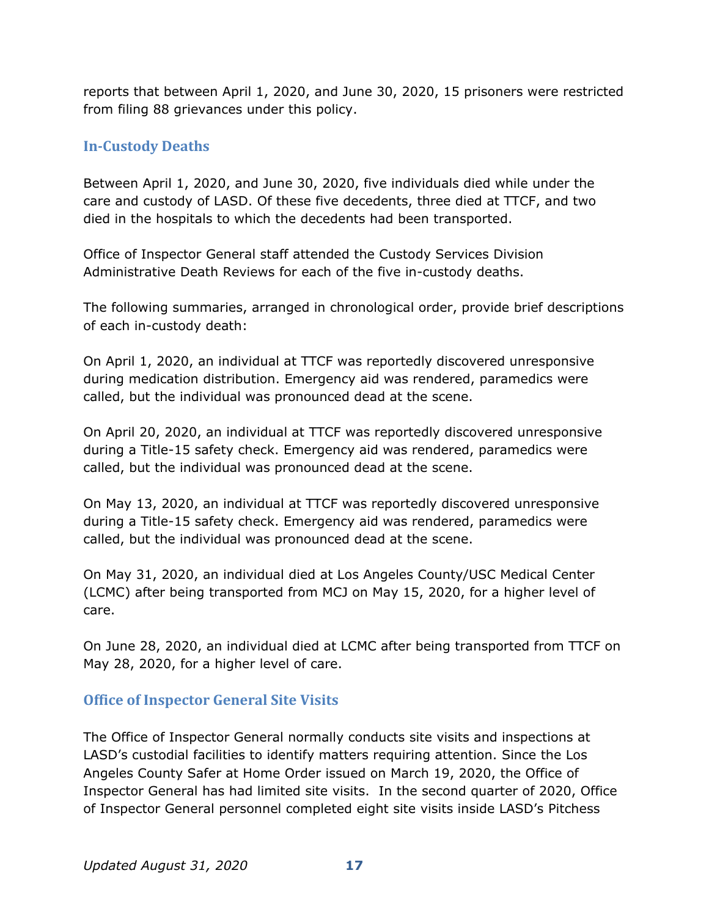reports that between April 1, 2020, and June 30, 2020, 15 prisoners were restricted from filing 88 grievances under this policy.

## In-Custody Deaths

Between April 1, 2020, and June 30, 2020, five individuals died while under the care and custody of LASD. Of these five decedents, three died at TTCF, and two died in the hospitals to which the decedents had been transported.

Office of Inspector General staff attended the Custody Services Division Administrative Death Reviews for each of the five in-custody deaths.

The following summaries, arranged in chronological order, provide brief descriptions of each in-custody death:

On April 1, 2020, an individual at TTCF was reportedly discovered unresponsive during medication distribution. Emergency aid was rendered, paramedics were called, but the individual was pronounced dead at the scene.

On April 20, 2020, an individual at TTCF was reportedly discovered unresponsive during a Title-15 safety check. Emergency aid was rendered, paramedics were called, but the individual was pronounced dead at the scene.

On May 13, 2020, an individual at TTCF was reportedly discovered unresponsive during a Title-15 safety check. Emergency aid was rendered, paramedics were called, but the individual was pronounced dead at the scene.

On May 31, 2020, an individual died at Los Angeles County/USC Medical Center (LCMC) after being transported from MCJ on May 15, 2020, for a higher level of care.

On June 28, 2020, an individual died at LCMC after being transported from TTCF on May 28, 2020, for a higher level of care.

## Office of Inspector General Site Visits

The Office of Inspector General normally conducts site visits and inspections at LASD's custodial facilities to identify matters requiring attention. Since the Los Angeles County Safer at Home Order issued on March 19, 2020, the Office of Inspector General has had limited site visits. In the second quarter of 2020, Office of Inspector General personnel completed eight site visits inside LASD's Pitchess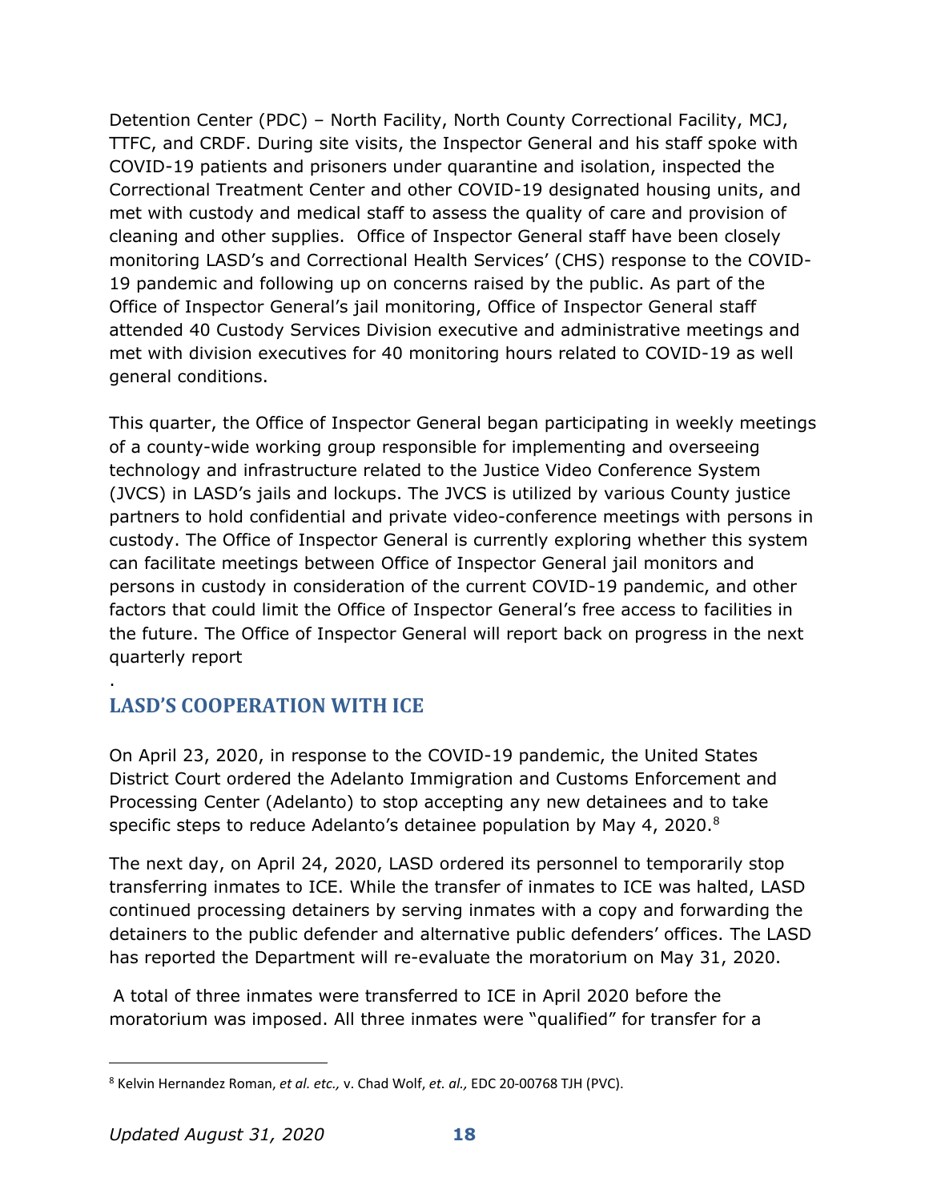Detention Center (PDC) – North Facility, North County Correctional Facility, MCJ, TTFC, and CRDF. During site visits, the Inspector General and his staff spoke with COVID-19 patients and prisoners under quarantine and isolation, inspected the Correctional Treatment Center and other COVID-19 designated housing units, and met with custody and medical staff to assess the quality of care and provision of cleaning and other supplies. Office of Inspector General staff have been closely monitoring LASD's and Correctional Health Services' (CHS) response to the COVID-19 pandemic and following up on concerns raised by the public. As part of the Office of Inspector General's jail monitoring, Office of Inspector General staff attended 40 Custody Services Division executive and administrative meetings and met with division executives for 40 monitoring hours related to COVID-19 as well general conditions.

This quarter, the Office of Inspector General began participating in weekly meetings of a county-wide working group responsible for implementing and overseeing technology and infrastructure related to the Justice Video Conference System (JVCS) in LASD's jails and lockups. The JVCS is utilized by various County justice partners to hold confidential and private video-conference meetings with persons in custody. The Office of Inspector General is currently exploring whether this system can facilitate meetings between Office of Inspector General jail monitors and persons in custody in consideration of the current COVID-19 pandemic, and other factors that could limit the Office of Inspector General's free access to facilities in the future. The Office of Inspector General will report back on progress in the next quarterly report

.

## LASD'S COOPERATION WITH ICE

On April 23, 2020, in response to the COVID-19 pandemic, the United States District Court ordered the Adelanto Immigration and Customs Enforcement and Processing Center (Adelanto) to stop accepting any new detainees and to take specific steps to reduce Adelanto's detainee population by May 4, 2020.[8]

The next day, on April 24, 2020, LASD ordered its personnel to temporarily stop transferring inmates to ICE. While the transfer of inmates to ICE was halted, LASD continued processing detainers by serving inmates with a copy and forwarding the detainers to the public defender and alternative public defenders' offices. The LASD has reported the Department will re-evaluate the moratorium on May 31, 2020.

A total of three inmates were transferred to ICE in April 2020 before the moratorium was imposed. All three inmates were "qualified" for transfer for a

---

[8] Kelvin Hernandez Roman, *et al. etc.,* v. Chad Wolf, *et. al.,* EDC 20-00768 TJH (PVC).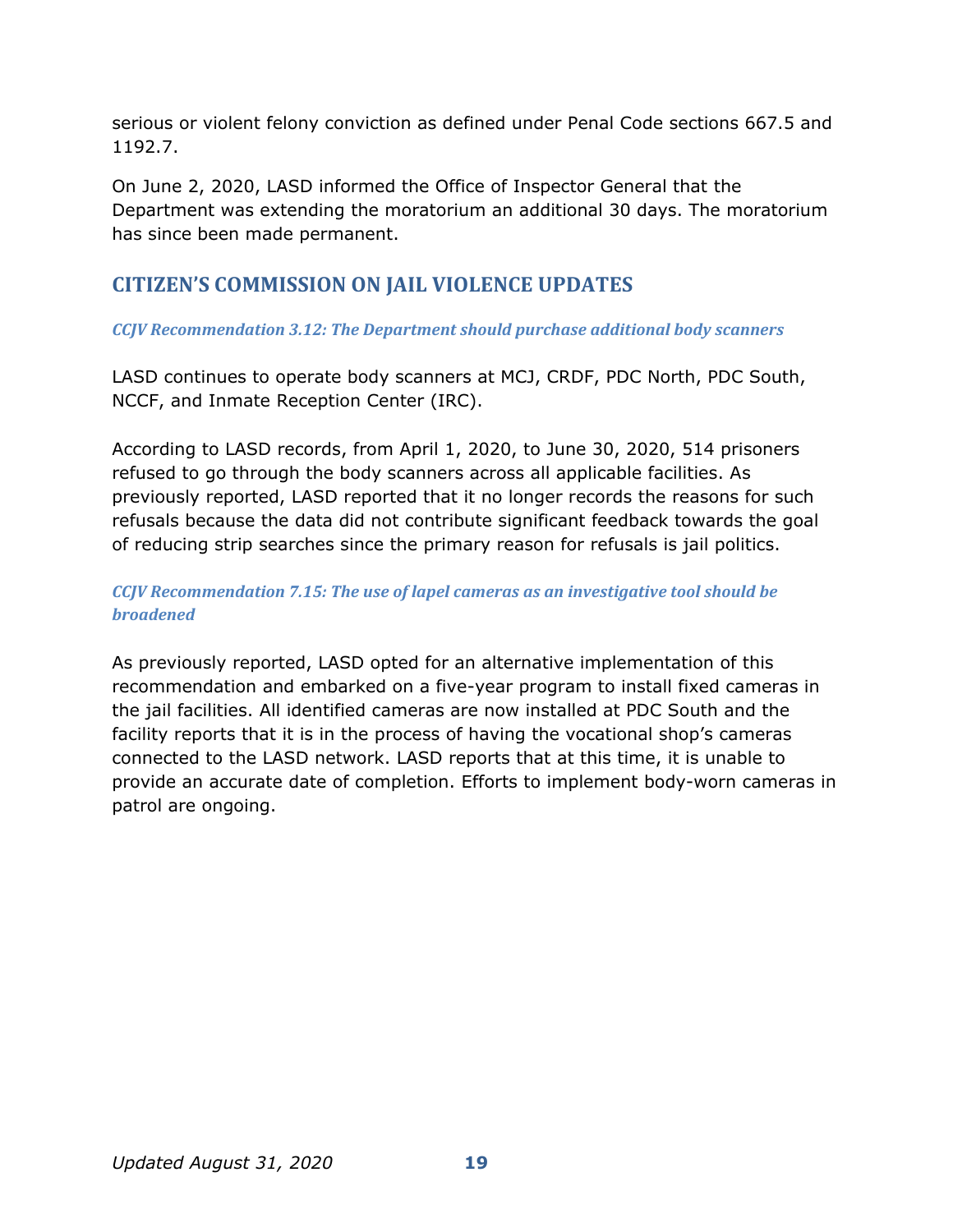serious or violent felony conviction as defined under Penal Code sections 667.5 and 1192.7.

On June 2, 2020, LASD informed the Office of Inspector General that the Department was extending the moratorium an additional 30 days. The moratorium has since been made permanent.

## CITIZEN'S COMMISSION ON JAIL VIOLENCE UPDATES

### *CCJV Recommendation 3.12: The Department should purchase additional body scanners*

LASD continues to operate body scanners at MCJ, CRDF, PDC North, PDC South, NCCF, and Inmate Reception Center (IRC).

According to LASD records, from April 1, 2020, to June 30, 2020, 514 prisoners refused to go through the body scanners across all applicable facilities. As previously reported, LASD reported that it no longer records the reasons for such refusals because the data did not contribute significant feedback towards the goal of reducing strip searches since the primary reason for refusals is jail politics.

### *CCJV Recommendation 7.15: The use of lapel cameras as an investigative tool should be broadened*

As previously reported, LASD opted for an alternative implementation of this recommendation and embarked on a five-year program to install fixed cameras in the jail facilities. All identified cameras are now installed at PDC South and the facility reports that it is in the process of having the vocational shop's cameras connected to the LASD network. LASD reports that at this time, it is unable to provide an accurate date of completion. Efforts to implement body-worn cameras in patrol are ongoing.